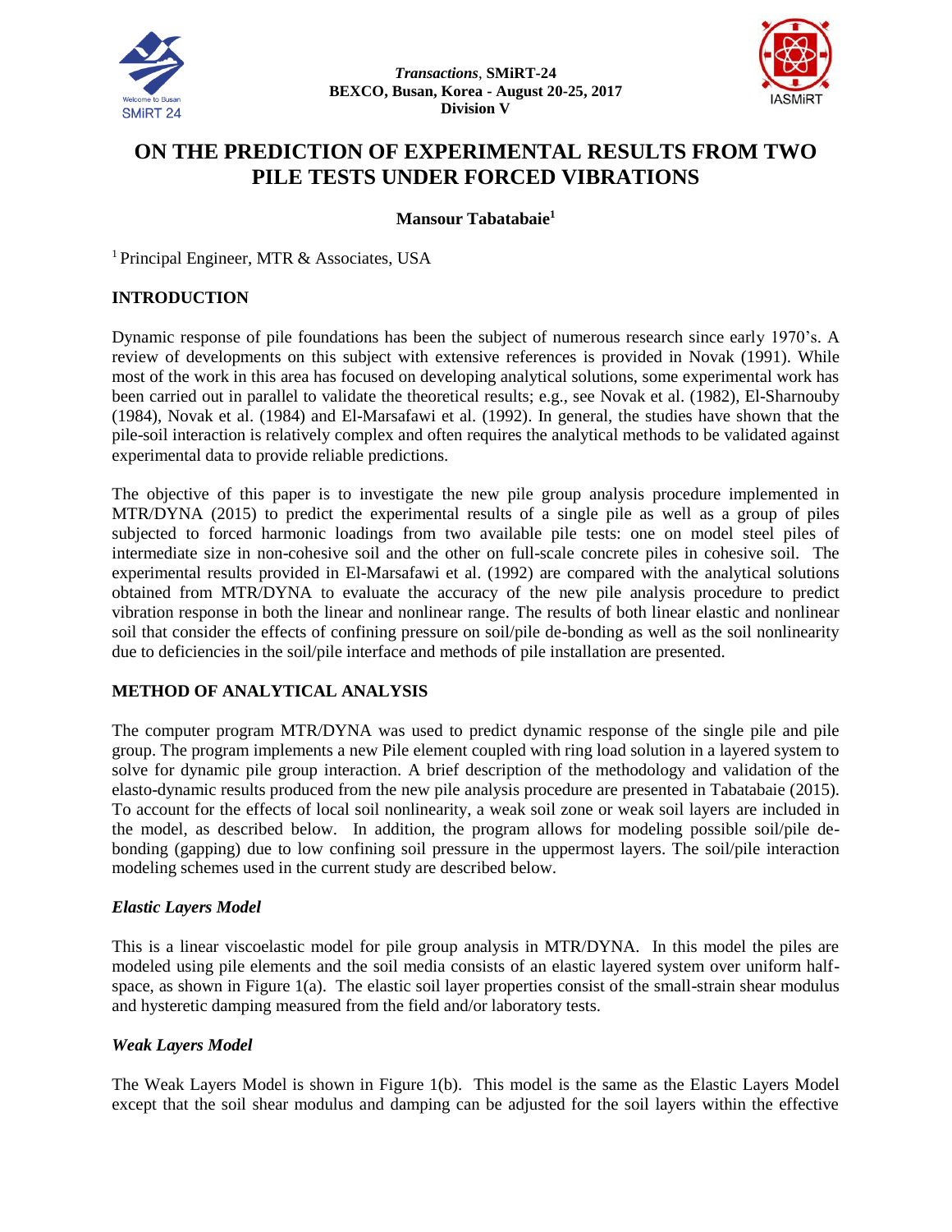# ON THE PREDICTION OF EXPERIMENTAL RESULTS FROM TWO PILE TESTS UNDER FORCED VIBRATIONS

**Mansour Tabatabaie**[1]

[1] Principal Engineer, MTR & Associates, USA

## INTRODUCTION

Dynamic response of pile foundations has been the subject of numerous research since early 1970's. A review of developments on this subject with extensive references is provided in Novak (1991). While most of the work in this area has focused on developing analytical solutions, some experimental work has been carried out in parallel to validate the theoretical results; e.g., see Novak et al. (1982), El-Sharnouby (1984), Novak et al. (1984) and El-Marsafawi et al. (1992). In general, the studies have shown that the pile-soil interaction is relatively complex and often requires the analytical methods to be validated against experimental data to provide reliable predictions.

The objective of this paper is to investigate the new pile group analysis procedure implemented in MTR/DYNA (2015) to predict the experimental results of a single pile as well as a group of piles subjected to forced harmonic loadings from two available pile tests: one on model steel piles of intermediate size in non-cohesive soil and the other on full-scale concrete piles in cohesive soil. The experimental results provided in El-Marsafawi et al. (1992) are compared with the analytical solutions obtained from MTR/DYNA to evaluate the accuracy of the new pile analysis procedure to predict vibration response in both the linear and nonlinear range. The results of both linear elastic and nonlinear soil that consider the effects of confining pressure on soil/pile de-bonding as well as the soil nonlinearity due to deficiencies in the soil/pile interface and methods of pile installation are presented.

## METHOD OF ANALYTICAL ANALYSIS

The computer program MTR/DYNA was used to predict dynamic response of the single pile and pile group. The program implements a new Pile element coupled with ring load solution in a layered system to solve for dynamic pile group interaction. A brief description of the methodology and validation of the elasto-dynamic results produced from the new pile analysis procedure are presented in Tabatabaie (2015). To account for the effects of local soil nonlinearity, a weak soil zone or weak soil layers are included in the model, as described below. In addition, the program allows for modeling possible soil/pile de-bonding (gapping) due to low confining soil pressure in the uppermost layers. The soil/pile interaction modeling schemes used in the current study are described below.

### *Elastic Layers Model*

This is a linear viscoelastic model for pile group analysis in MTR/DYNA. In this model the piles are modeled using pile elements and the soil media consists of an elastic layered system over uniform half-space, as shown in Figure 1(a). The elastic soil layer properties consist of the small-strain shear modulus and hysteretic damping measured from the field and/or laboratory tests.

### *Weak Layers Model*

The Weak Layers Model is shown in Figure 1(b). This model is the same as the Elastic Layers Model except that the soil shear modulus and damping can be adjusted for the soil layers within the effective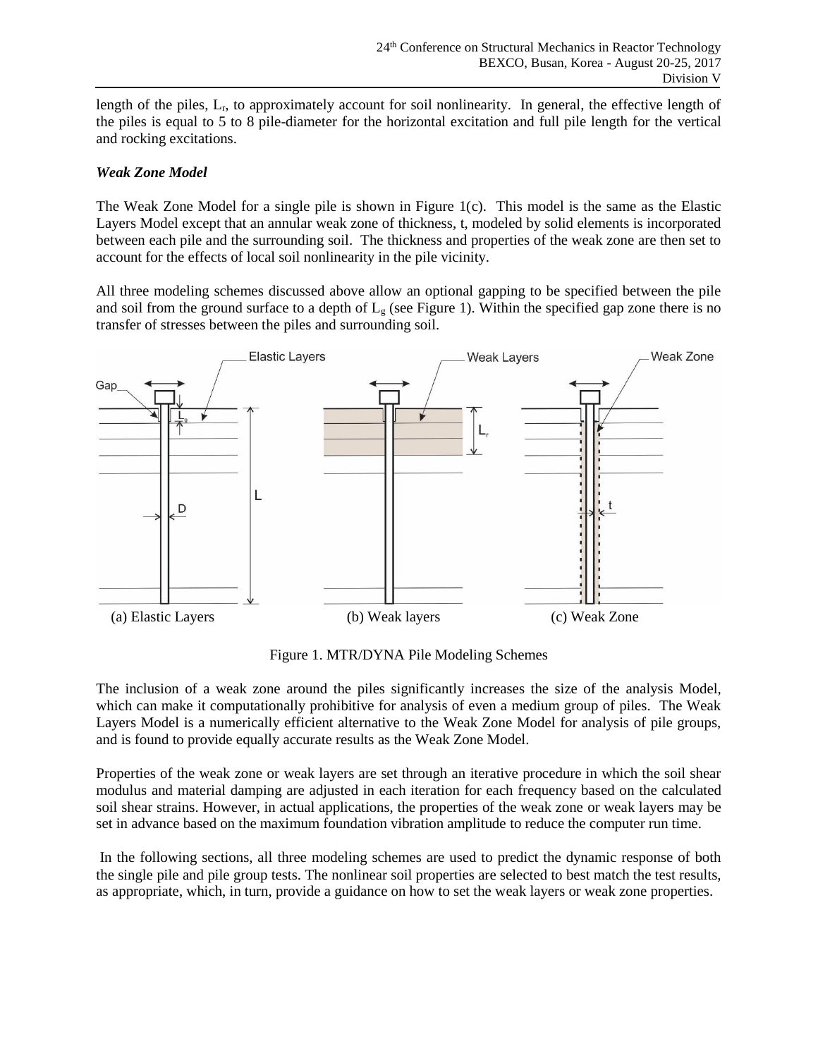length of the piles, $L_r$, to approximately account for soil nonlinearity. In general, the effective length of the piles is equal to 5 to 8 pile-diameter for the horizontal excitation and full pile length for the vertical and rocking excitations.

***Weak Zone Model***

The Weak Zone Model for a single pile is shown in Figure 1(c). This model is the same as the Elastic Layers Model except that an annular weak zone of thickness, t, modeled by solid elements is incorporated between each pile and the surrounding soil. The thickness and properties of the weak zone are then set to account for the effects of local soil nonlinearity in the pile vicinity.

All three modeling schemes discussed above allow an optional gapping to be specified between the pile and soil from the ground surface to a depth of $L_g$ (see Figure 1). Within the specified gap zone there is no transfer of stresses between the piles and surrounding soil.

(a) Elastic Layers (b) Weak layers (c) Weak Zone

Figure 1. MTR/DYNA Pile Modeling Schemes

The inclusion of a weak zone around the piles significantly increases the size of the analysis Model, which can make it computationally prohibitive for analysis of even a medium group of piles. The Weak Layers Model is a numerically efficient alternative to the Weak Zone Model for analysis of pile groups, and is found to provide equally accurate results as the Weak Zone Model.

Properties of the weak zone or weak layers are set through an iterative procedure in which the soil shear modulus and material damping are adjusted in each iteration for each frequency based on the calculated soil shear strains. However, in actual applications, the properties of the weak zone or weak layers may be set in advance based on the maximum foundation vibration amplitude to reduce the computer run time.

In the following sections, all three modeling schemes are used to predict the dynamic response of both the single pile and pile group tests. The nonlinear soil properties are selected to best match the test results, as appropriate, which, in turn, provide a guidance on how to set the weak layers or weak zone properties.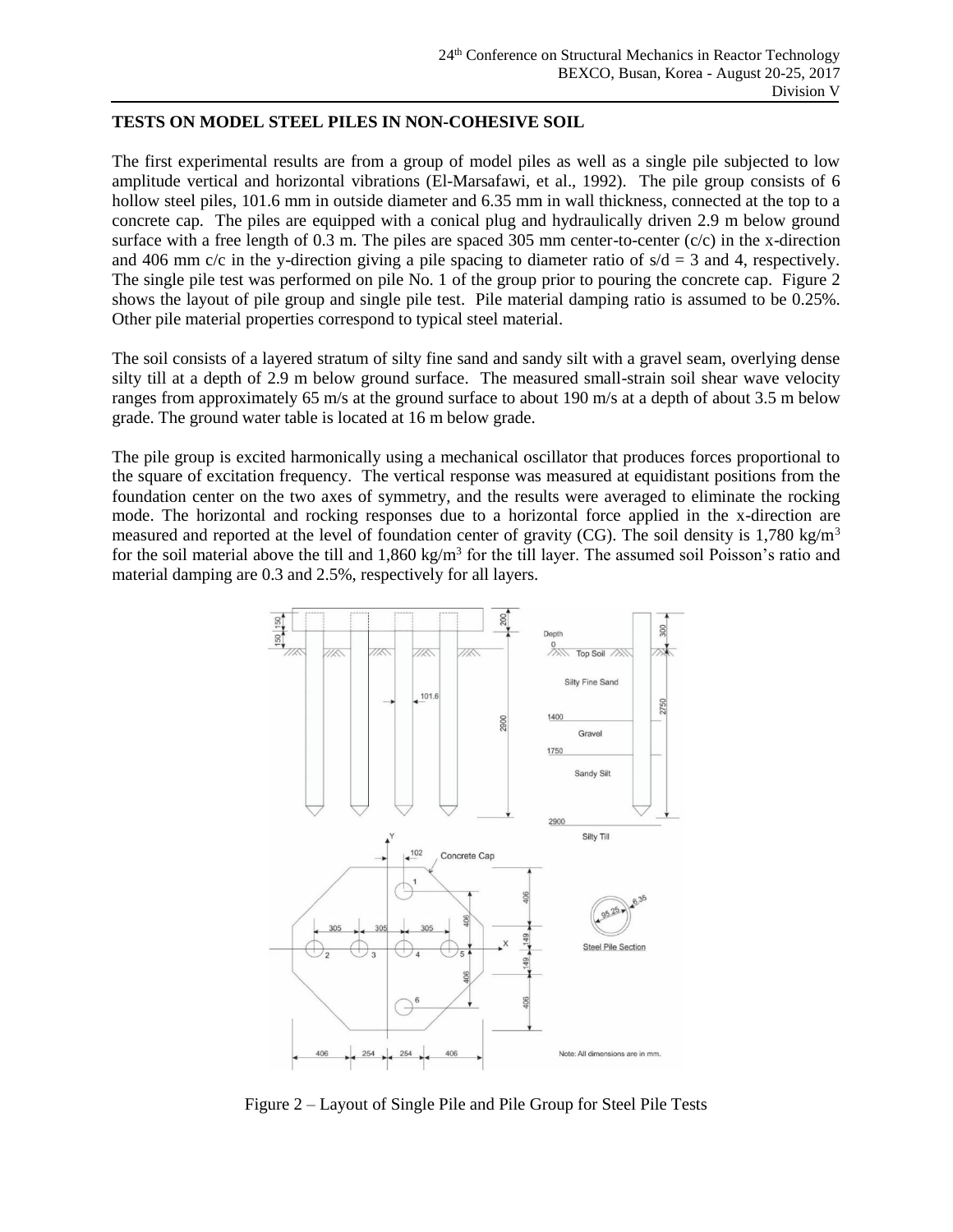**TESTS ON MODEL STEEL PILES IN NON-COHESIVE SOIL**

The first experimental results are from a group of model piles as well as a single pile subjected to low amplitude vertical and horizontal vibrations (El-Marsafawi, et al., 1992). The pile group consists of 6 hollow steel piles, 101.6 mm in outside diameter and 6.35 mm in wall thickness, connected at the top to a concrete cap. The piles are equipped with a conical plug and hydraulically driven 2.9 m below ground surface with a free length of 0.3 m. The piles are spaced 305 mm center-to-center (c/c) in the x-direction and 406 mm c/c in the y-direction giving a pile spacing to diameter ratio of $s/d = 3$ and 4, respectively. The single pile test was performed on pile No. 1 of the group prior to pouring the concrete cap. Figure 2 shows the layout of pile group and single pile test. Pile material damping ratio is assumed to be 0.25%. Other pile material properties correspond to typical steel material.

The soil consists of a layered stratum of silty fine sand and sandy silt with a gravel seam, overlying dense silty till at a depth of 2.9 m below ground surface. The measured small-strain soil shear wave velocity ranges from approximately 65 m/s at the ground surface to about 190 m/s at a depth of about 3.5 m below grade. The ground water table is located at 16 m below grade.

The pile group is excited harmonically using a mechanical oscillator that produces forces proportional to the square of excitation frequency. The vertical response was measured at equidistant positions from the foundation center on the two axes of symmetry, and the results were averaged to eliminate the rocking mode. The horizontal and rocking responses due to a horizontal force applied in the x-direction are measured and reported at the level of foundation center of gravity (CG). The soil density is 1,780 kg/m$^3$ for the soil material above the till and 1,860 kg/m$^3$ for the till layer. The assumed soil Poisson's ratio and material damping are 0.3 and 2.5%, respectively for all layers.

Figure 2 – Layout of Single Pile and Pile Group for Steel Pile Tests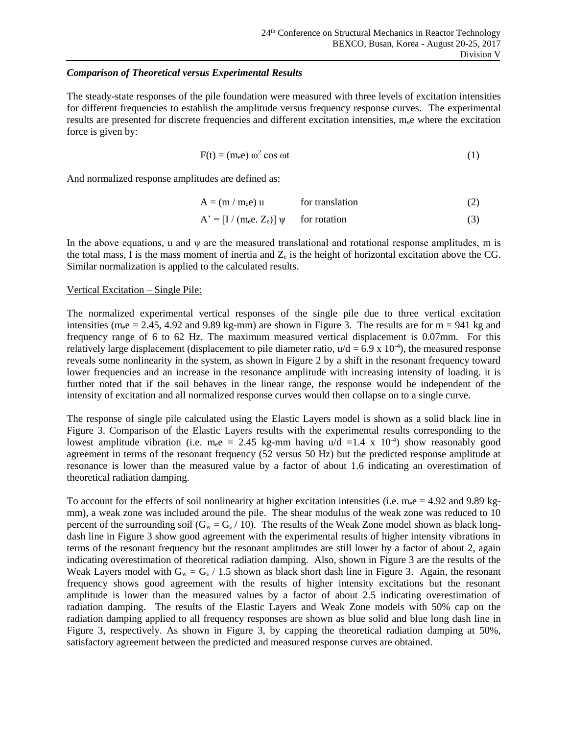### *Comparison of Theoretical versus Experimental Results*

The steady-state responses of the pile foundation were measured with three levels of excitation intensities for different frequencies to establish the amplitude versus frequency response curves. The experimental results are presented for discrete frequencies and different excitation intensities, $m_e e$ where the excitation force is given by:

$$F(t) = (m_e e)\,\omega^2 \cos \omega t \tag{1}$$

And normalized response amplitudes are defined as:

$$A = (m / m_e e)\, u \quad \text{for translation} \tag{2}$$

$$A' = [I / (m_e e.\, Z_e)]\, \psi \quad \text{for rotation} \tag{3}$$

In the above equations, u and $\psi$ are the measured translational and rotational response amplitudes, m is the total mass, I is the mass moment of inertia and $Z_e$ is the height of horizontal excitation above the CG. Similar normalization is applied to the calculated results.

Vertical Excitation – Single Pile:

The normalized experimental vertical responses of the single pile due to three vertical excitation intensities ($m_e e$ = 2.45, 4.92 and 9.89 kg-mm) are shown in Figure 3. The results are for m = 941 kg and frequency range of 6 to 62 Hz. The maximum measured vertical displacement is 0.07mm. For this relatively large displacement (displacement to pile diameter ratio, $u/d = 6.9 \times 10^{-4}$), the measured response reveals some nonlinearity in the system, as shown in Figure 2 by a shift in the resonant frequency toward lower frequencies and an increase in the resonance amplitude with increasing intensity of loading. it is further noted that if the soil behaves in the linear range, the response would be independent of the intensity of excitation and all normalized response curves would then collapse on to a single curve.

The response of single pile calculated using the Elastic Layers model is shown as a solid black line in Figure 3. Comparison of the Elastic Layers results with the experimental results corresponding to the lowest amplitude vibration (i.e. $m_e e$ = 2.45 kg-mm having $u/d = 1.4 \times 10^{-4}$) show reasonably good agreement in terms of the resonant frequency (52 versus 50 Hz) but the predicted response amplitude at resonance is lower than the measured value by a factor of about 1.6 indicating an overestimation of theoretical radiation damping.

To account for the effects of soil nonlinearity at higher excitation intensities (i.e. $m_e e$ = 4.92 and 9.89 kg-mm), a weak zone was included around the pile. The shear modulus of the weak zone was reduced to 10 percent of the surrounding soil ($G_w = G_s / 10$). The results of the Weak Zone model shown as black long-dash line in Figure 3 show good agreement with the experimental results of higher intensity vibrations in terms of the resonant frequency but the resonant amplitudes are still lower by a factor of about 2, again indicating overestimation of theoretical radiation damping. Also, shown in Figure 3 are the results of the Weak Layers model with $G_w = G_s / 1.5$ shown as black short dash line in Figure 3. Again, the resonant frequency shows good agreement with the results of higher intensity excitations but the resonant amplitude is lower than the measured values by a factor of about 2.5 indicating overestimation of radiation damping. The results of the Elastic Layers and Weak Zone models with 50% cap on the radiation damping applied to all frequency responses are shown as blue solid and blue long dash line in Figure 3, respectively. As shown in Figure 3, by capping the theoretical radiation damping at 50%, satisfactory agreement between the predicted and measured response curves are obtained.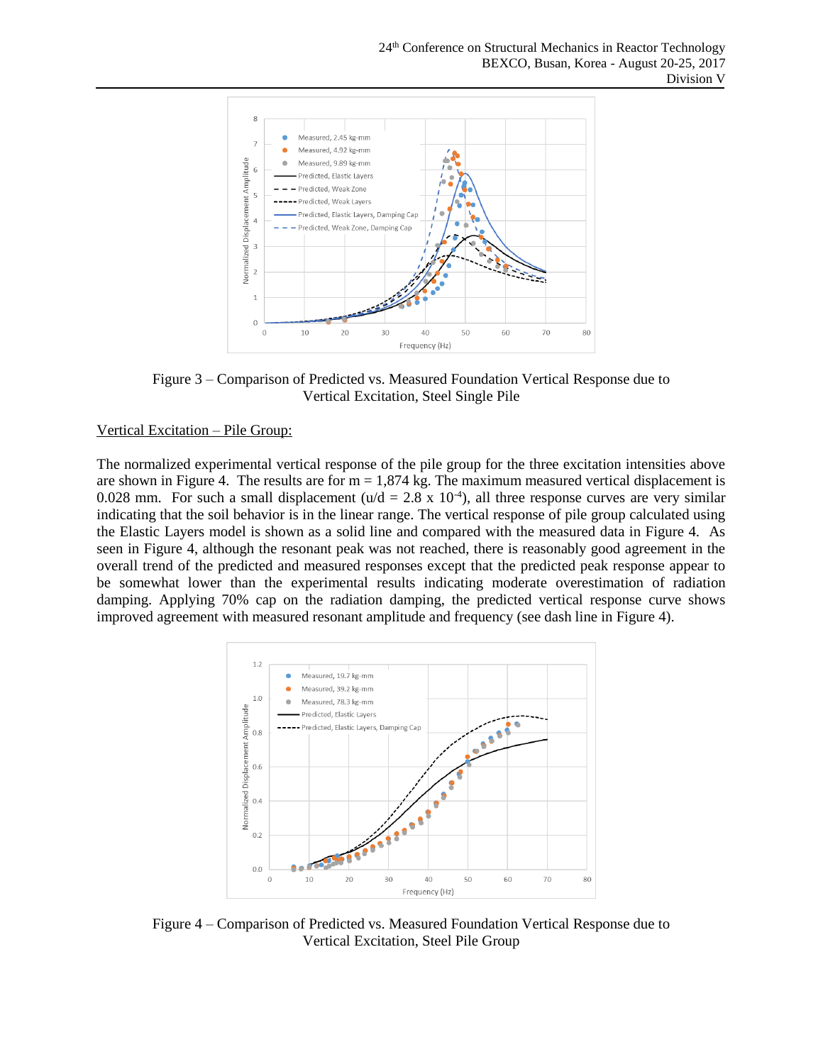Figure 3 – Comparison of Predicted vs. Measured Foundation Vertical Response due to Vertical Excitation, Steel Single Pile

Vertical Excitation – Pile Group:

The normalized experimental vertical response of the pile group for the three excitation intensities above are shown in Figure 4. The results are for m = 1,874 kg. The maximum measured vertical displacement is 0.028 mm. For such a small displacement ($u/d = 2.8 \times 10^{-4}$), all three response curves are very similar indicating that the soil behavior is in the linear range. The vertical response of pile group calculated using the Elastic Layers model is shown as a solid line and compared with the measured data in Figure 4. As seen in Figure 4, although the resonant peak was not reached, there is reasonably good agreement in the overall trend of the predicted and measured responses except that the predicted peak response appear to be somewhat lower than the experimental results indicating moderate overestimation of radiation damping. Applying 70% cap on the radiation damping, the predicted vertical response curve shows improved agreement with measured resonant amplitude and frequency (see dash line in Figure 4).

Figure 4 – Comparison of Predicted vs. Measured Foundation Vertical Response due to Vertical Excitation, Steel Pile Group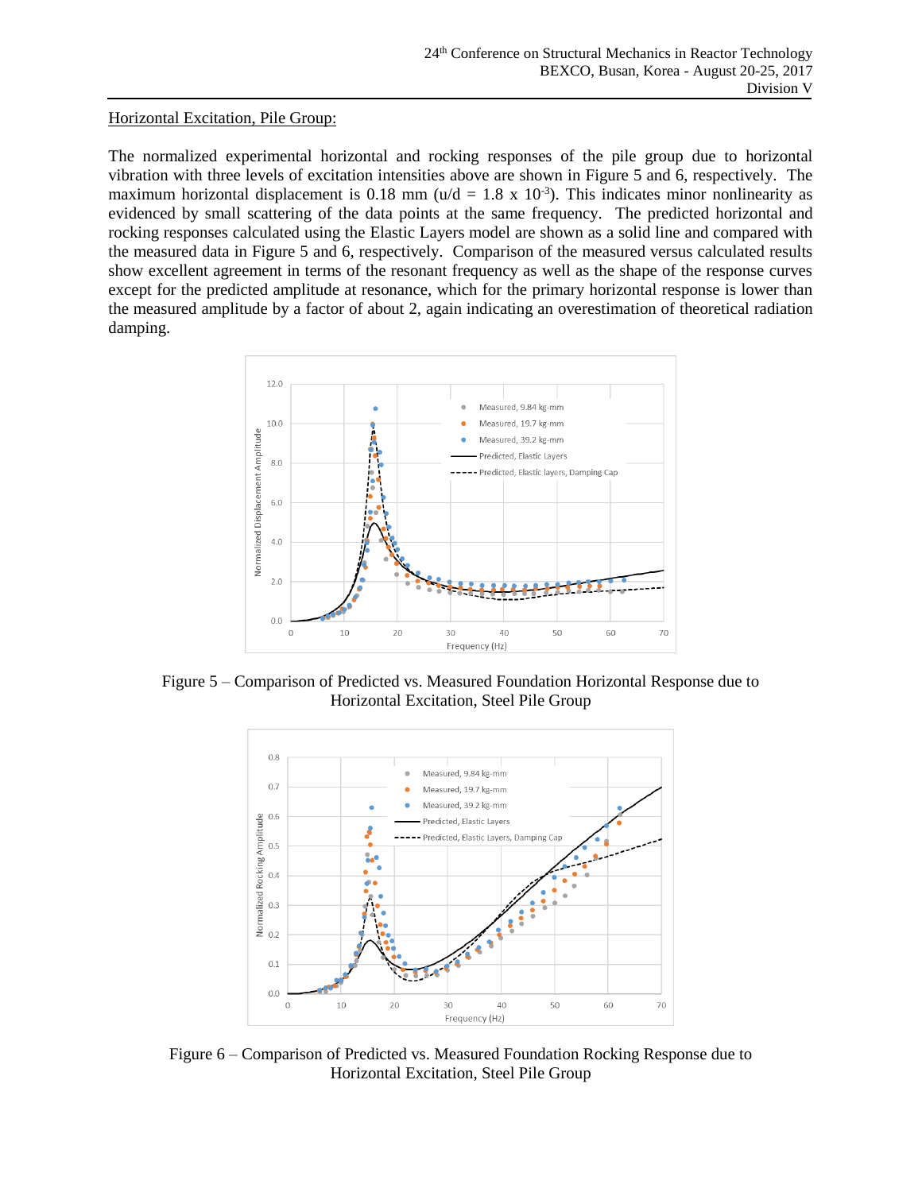Horizontal Excitation, Pile Group:

The normalized experimental horizontal and rocking responses of the pile group due to horizontal vibration with three levels of excitation intensities above are shown in Figure 5 and 6, respectively. The maximum horizontal displacement is 0.18 mm ($u/d = 1.8 \times 10^{-3}$). This indicates minor nonlinearity as evidenced by small scattering of the data points at the same frequency. The predicted horizontal and rocking responses calculated using the Elastic Layers model are shown as a solid line and compared with the measured data in Figure 5 and 6, respectively. Comparison of the measured versus calculated results show excellent agreement in terms of the resonant frequency as well as the shape of the response curves except for the predicted amplitude at resonance, which for the primary horizontal response is lower than the measured amplitude by a factor of about 2, again indicating an overestimation of theoretical radiation damping.

Figure 5 – Comparison of Predicted vs. Measured Foundation Horizontal Response due to Horizontal Excitation, Steel Pile Group

Figure 6 – Comparison of Predicted vs. Measured Foundation Rocking Response due to Horizontal Excitation, Steel Pile Group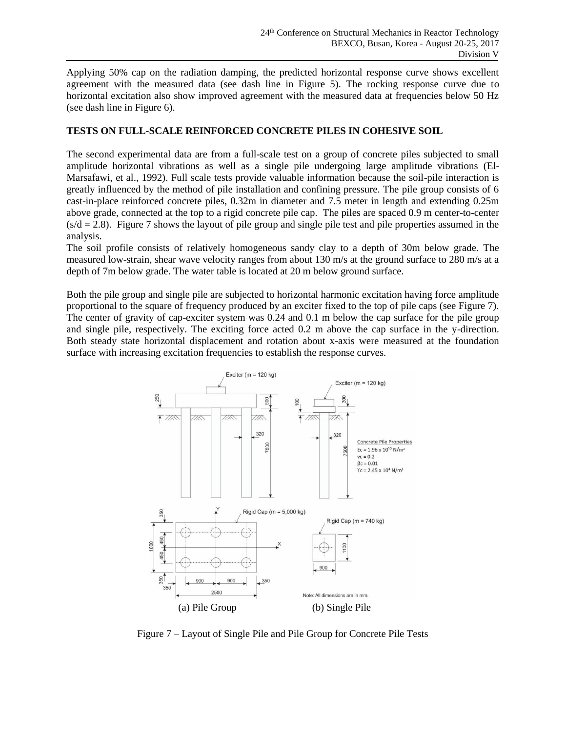Applying 50% cap on the radiation damping, the predicted horizontal response curve shows excellent agreement with the measured data (see dash line in Figure 5). The rocking response curve due to horizontal excitation also show improved agreement with the measured data at frequencies below 50 Hz (see dash line in Figure 6).

## TESTS ON FULL-SCALE REINFORCED CONCRETE PILES IN COHESIVE SOIL

The second experimental data are from a full-scale test on a group of concrete piles subjected to small amplitude horizontal vibrations as well as a single pile undergoing large amplitude vibrations (El-Marsafawi, et al., 1992). Full scale tests provide valuable information because the soil-pile interaction is greatly influenced by the method of pile installation and confining pressure. The pile group consists of 6 cast-in-place reinforced concrete piles, 0.32m in diameter and 7.5 meter in length and extending 0.25m above grade, connected at the top to a rigid concrete pile cap. The piles are spaced 0.9 m center-to-center ($s/d = 2.8$). Figure 7 shows the layout of pile group and single pile test and pile properties assumed in the analysis.

The soil profile consists of relatively homogeneous sandy clay to a depth of 30m below grade. The measured low-strain, shear wave velocity ranges from about 130 m/s at the ground surface to 280 m/s at a depth of 7m below grade. The water table is located at 20 m below ground surface.

Both the pile group and single pile are subjected to horizontal harmonic excitation having force amplitude proportional to the square of frequency produced by an exciter fixed to the top of pile caps (see Figure 7). The center of gravity of cap-exciter system was 0.24 and 0.1 m below the cap surface for the pile group and single pile, respectively. The exciting force acted 0.2 m above the cap surface in the y-direction. Both steady state horizontal displacement and rotation about x-axis were measured at the foundation surface with increasing excitation frequencies to establish the response curves.

(a) Pile Group (b) Single Pile

Figure 7 – Layout of Single Pile and Pile Group for Concrete Pile Tests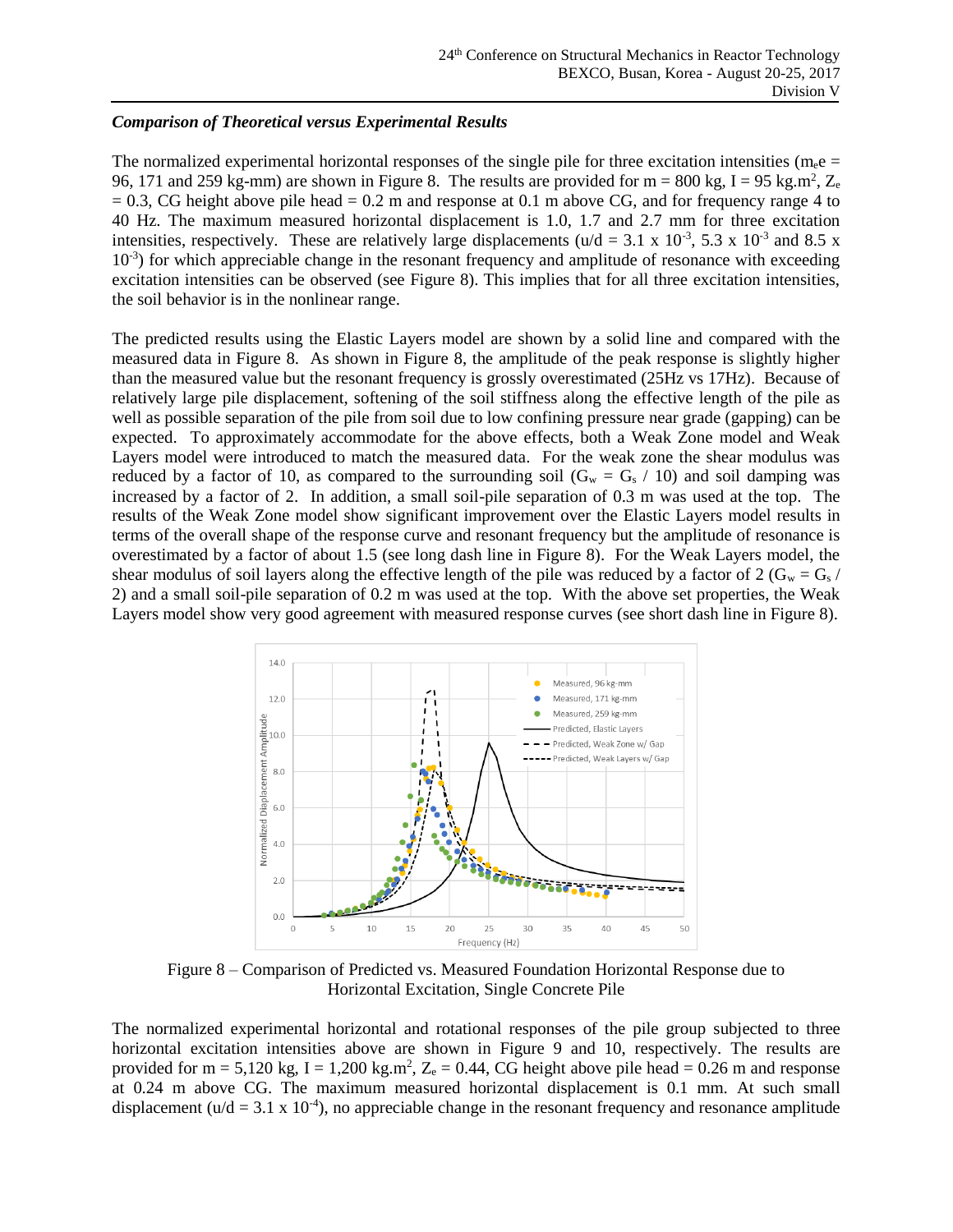### *Comparison of Theoretical versus Experimental Results*

The normalized experimental horizontal responses of the single pile for three excitation intensities ($m_e e$ = 96, 171 and 259 kg-mm) are shown in Figure 8. The results are provided for m = 800 kg, I = 95 kg.m$^2$, $Z_e$ = 0.3, CG height above pile head = 0.2 m and response at 0.1 m above CG, and for frequency range 4 to 40 Hz. The maximum measured horizontal displacement is 1.0, 1.7 and 2.7 mm for three excitation intensities, respectively. These are relatively large displacements (u/d = 3.1 x $10^{-3}$, 5.3 x $10^{-3}$ and 8.5 x $10^{-3}$) for which appreciable change in the resonant frequency and amplitude of resonance with exceeding excitation intensities can be observed (see Figure 8). This implies that for all three excitation intensities, the soil behavior is in the nonlinear range.

The predicted results using the Elastic Layers model are shown by a solid line and compared with the measured data in Figure 8. As shown in Figure 8, the amplitude of the peak response is slightly higher than the measured value but the resonant frequency is grossly overestimated (25Hz vs 17Hz). Because of relatively large pile displacement, softening of the soil stiffness along the effective length of the pile as well as possible separation of the pile from soil due to low confining pressure near grade (gapping) can be expected. To approximately accommodate for the above effects, both a Weak Zone model and Weak Layers model were introduced to match the measured data. For the weak zone the shear modulus was reduced by a factor of 10, as compared to the surrounding soil ($G_w = G_s$ / 10) and soil damping was increased by a factor of 2. In addition, a small soil-pile separation of 0.3 m was used at the top. The results of the Weak Zone model show significant improvement over the Elastic Layers model results in terms of the overall shape of the response curve and resonant frequency but the amplitude of resonance is overestimated by a factor of about 1.5 (see long dash line in Figure 8). For the Weak Layers model, the shear modulus of soil layers along the effective length of the pile was reduced by a factor of 2 ($G_w = G_s$ / 2) and a small soil-pile separation of 0.2 m was used at the top. With the above set properties, the Weak Layers model show very good agreement with measured response curves (see short dash line in Figure 8).

Figure 8 – Comparison of Predicted vs. Measured Foundation Horizontal Response due to Horizontal Excitation, Single Concrete Pile

The normalized experimental horizontal and rotational responses of the pile group subjected to three horizontal excitation intensities above are shown in Figure 9 and 10, respectively. The results are provided for m = 5,120 kg, I = 1,200 kg.m$^2$, $Z_e$ = 0.44, CG height above pile head = 0.26 m and response at 0.24 m above CG. The maximum measured horizontal displacement is 0.1 mm. At such small displacement (u/d = 3.1 x $10^{-4}$), no appreciable change in the resonant frequency and resonance amplitude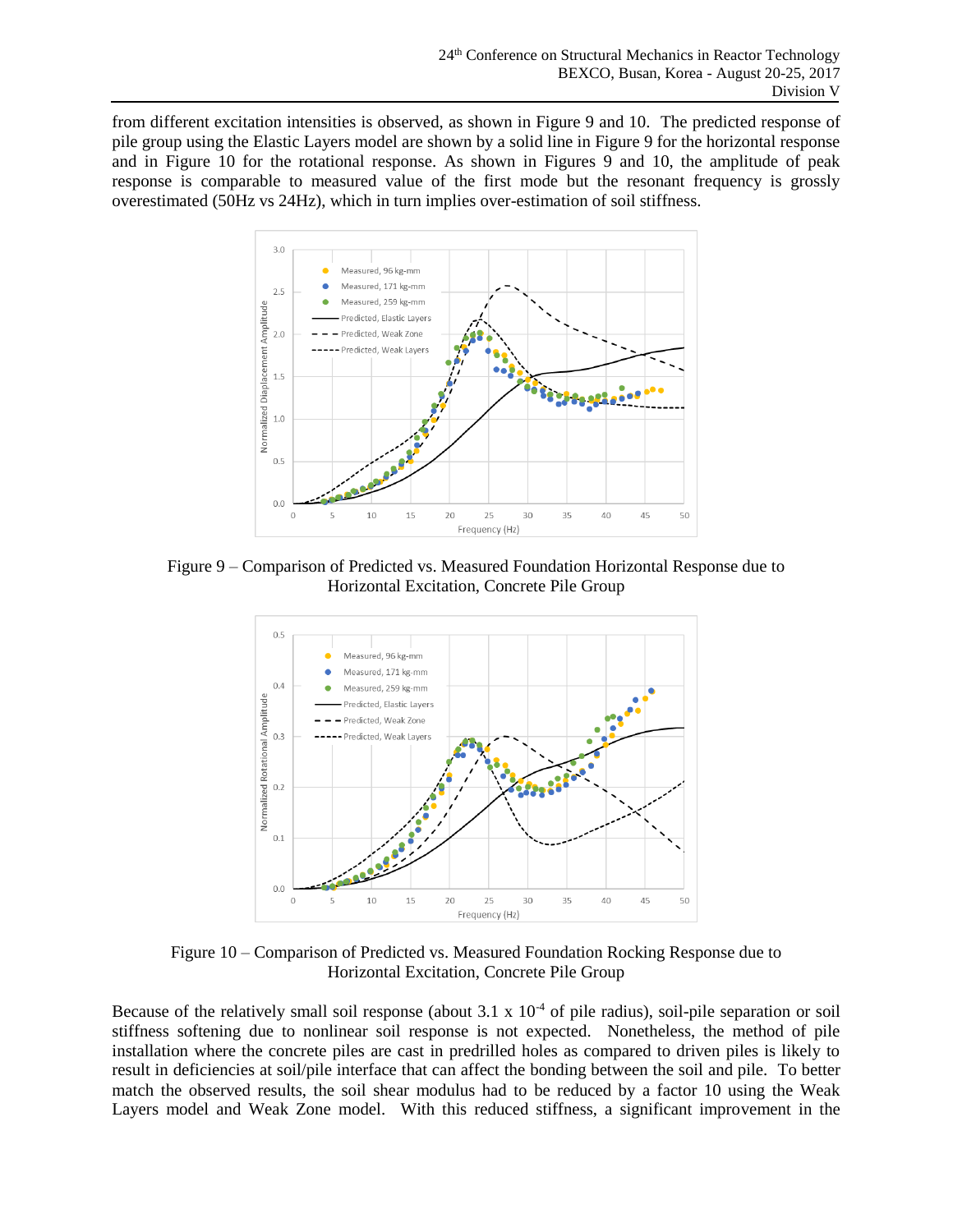from different excitation intensities is observed, as shown in Figure 9 and 10. The predicted response of pile group using the Elastic Layers model are shown by a solid line in Figure 9 for the horizontal response and in Figure 10 for the rotational response. As shown in Figures 9 and 10, the amplitude of peak response is comparable to measured value of the first mode but the resonant frequency is grossly overestimated (50Hz vs 24Hz), which in turn implies over-estimation of soil stiffness.

Figure 9 – Comparison of Predicted vs. Measured Foundation Horizontal Response due to Horizontal Excitation, Concrete Pile Group

Figure 10 – Comparison of Predicted vs. Measured Foundation Rocking Response due to Horizontal Excitation, Concrete Pile Group

Because of the relatively small soil response (about 3.1 x $10^{-4}$ of pile radius), soil-pile separation or soil stiffness softening due to nonlinear soil response is not expected. Nonetheless, the method of pile installation where the concrete piles are cast in predrilled holes as compared to driven piles is likely to result in deficiencies at soil/pile interface that can affect the bonding between the soil and pile. To better match the observed results, the soil shear modulus had to be reduced by a factor 10 using the Weak Layers model and Weak Zone model. With this reduced stiffness, a significant improvement in the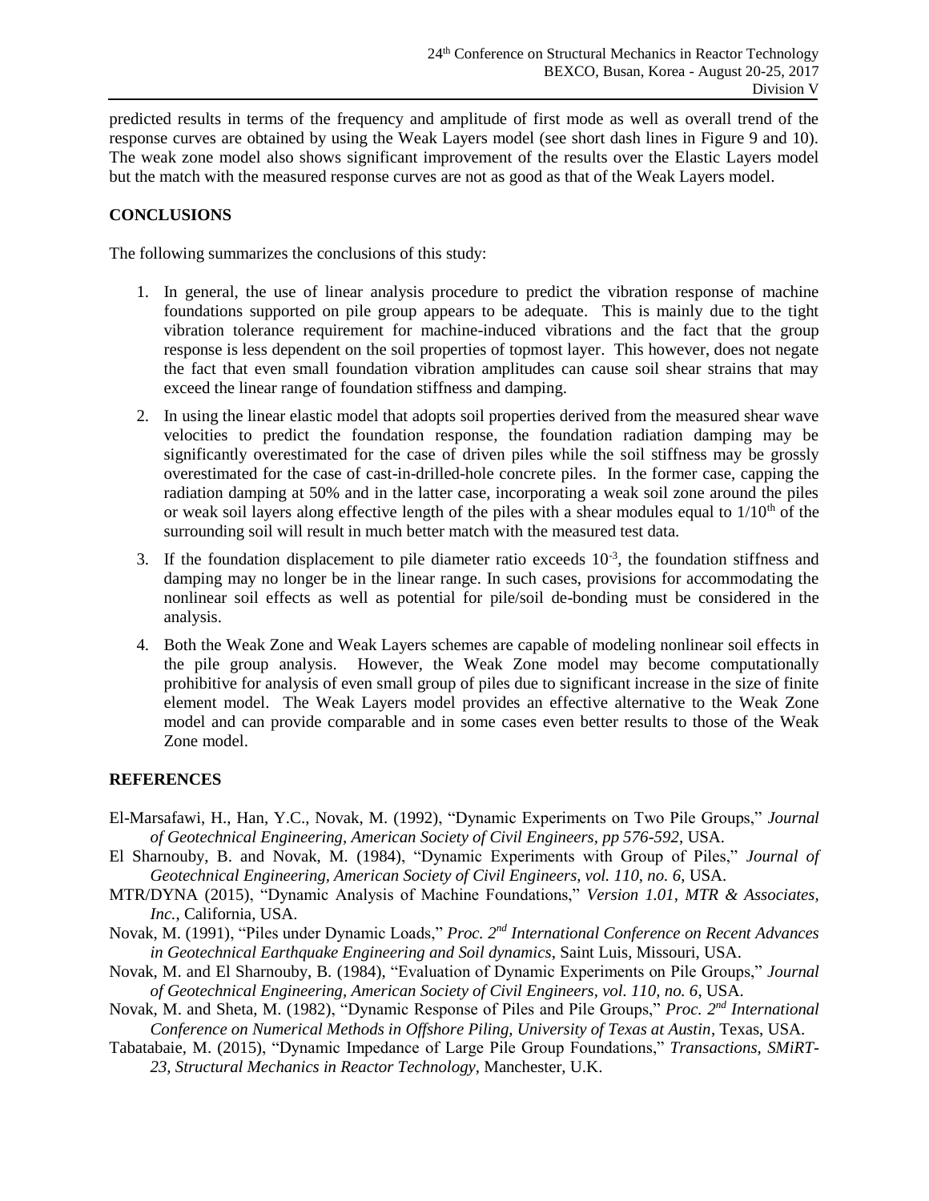predicted results in terms of the frequency and amplitude of first mode as well as overall trend of the response curves are obtained by using the Weak Layers model (see short dash lines in Figure 9 and 10). The weak zone model also shows significant improvement of the results over the Elastic Layers model but the match with the measured response curves are not as good as that of the Weak Layers model.

## CONCLUSIONS

The following summarizes the conclusions of this study:

1. In general, the use of linear analysis procedure to predict the vibration response of machine foundations supported on pile group appears to be adequate. This is mainly due to the tight vibration tolerance requirement for machine-induced vibrations and the fact that the group response is less dependent on the soil properties of topmost layer. This however, does not negate the fact that even small foundation vibration amplitudes can cause soil shear strains that may exceed the linear range of foundation stiffness and damping.

2. In using the linear elastic model that adopts soil properties derived from the measured shear wave velocities to predict the foundation response, the foundation radiation damping may be significantly overestimated for the case of driven piles while the soil stiffness may be grossly overestimated for the case of cast-in-drilled-hole concrete piles. In the former case, capping the radiation damping at 50% and in the latter case, incorporating a weak soil zone around the piles or weak soil layers along effective length of the piles with a shear modules equal to $1/10^{th}$ of the surrounding soil will result in much better match with the measured test data.

3. If the foundation displacement to pile diameter ratio exceeds $10^{-3}$, the foundation stiffness and damping may no longer be in the linear range. In such cases, provisions for accommodating the nonlinear soil effects as well as potential for pile/soil de-bonding must be considered in the analysis.

4. Both the Weak Zone and Weak Layers schemes are capable of modeling nonlinear soil effects in the pile group analysis. However, the Weak Zone model may become computationally prohibitive for analysis of even small group of piles due to significant increase in the size of finite element model. The Weak Layers model provides an effective alternative to the Weak Zone model and can provide comparable and in some cases even better results to those of the Weak Zone model.

## REFERENCES

El-Marsafawi, H., Han, Y.C., Novak, M. (1992), "Dynamic Experiments on Two Pile Groups," *Journal of Geotechnical Engineering, American Society of Civil Engineers, pp 576-592*, USA.

El Sharnouby, B. and Novak, M. (1984), "Dynamic Experiments with Group of Piles," *Journal of Geotechnical Engineering, American Society of Civil Engineers, vol. 110, no. 6*, USA.

MTR/DYNA (2015), "Dynamic Analysis of Machine Foundations," *Version 1.01, MTR & Associates, Inc.*, California, USA.

Novak, M. (1991), "Piles under Dynamic Loads," *Proc. 2nd International Conference on Recent Advances in Geotechnical Earthquake Engineering and Soil dynamics*, Saint Luis, Missouri, USA.

Novak, M. and El Sharnouby, B. (1984), "Evaluation of Dynamic Experiments on Pile Groups," *Journal of Geotechnical Engineering, American Society of Civil Engineers, vol. 110, no. 6*, USA.

Novak, M. and Sheta, M. (1982), "Dynamic Response of Piles and Pile Groups," *Proc. 2nd International Conference on Numerical Methods in Offshore Piling, University of Texas at Austin*, Texas, USA.

Tabatabaie, M. (2015), "Dynamic Impedance of Large Pile Group Foundations," *Transactions, SMiRT-23, Structural Mechanics in Reactor Technology*, Manchester, U.K.